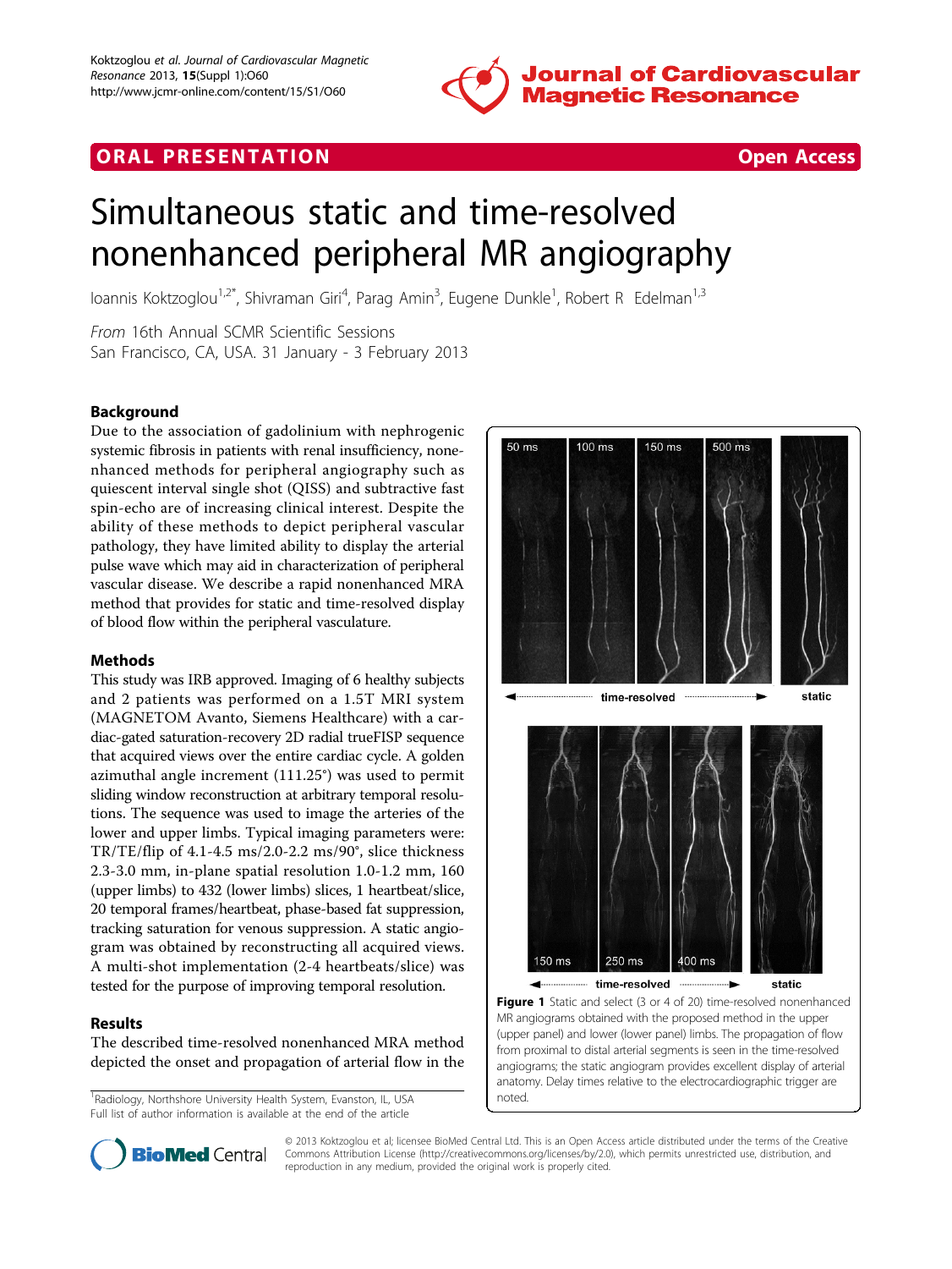ORAL PRESENTATION Open Access

# Simultaneous static and time-resolved nonenhanced peripheral MR angiography

Ioannis Koktzoglou[1,2*], Shivraman Giri[4], Parag Amin[3], Eugene Dunkle[1], Robert R Edelman[1,3]

*From* 16th Annual SCMR Scientific Sessions
San Francisco, CA, USA. 31 January - 3 February 2013

## Background

Due to the association of gadolinium with nephrogenic systemic fibrosis in patients with renal insufficiency, nonenhanced methods for peripheral angiography such as quiescent interval single shot (QISS) and subtractive fast spin-echo are of increasing clinical interest. Despite the ability of these methods to depict peripheral vascular pathology, they have limited ability to display the arterial pulse wave which may aid in characterization of peripheral vascular disease. We describe a rapid nonenhanced MRA method that provides for static and time-resolved display of blood flow within the peripheral vasculature.

## Methods

This study was IRB approved. Imaging of 6 healthy subjects and 2 patients was performed on a 1.5T MRI system (MAGNETOM Avanto, Siemens Healthcare) with a cardiac-gated saturation-recovery 2D radial trueFISP sequence that acquired views over the entire cardiac cycle. A golden azimuthal angle increment (111.25°) was used to permit sliding window reconstruction at arbitrary temporal resolutions. The sequence was used to image the arteries of the lower and upper limbs. Typical imaging parameters were: TR/TE/flip of 4.1-4.5 ms/2.0-2.2 ms/90°, slice thickness 2.3-3.0 mm, in-plane spatial resolution 1.0-1.2 mm, 160 (upper limbs) to 432 (lower limbs) slices, 1 heartbeat/slice, 20 temporal frames/heartbeat, phase-based fat suppression, tracking saturation for venous suppression. A static angiogram was obtained by reconstructing all acquired views. A multi-shot implementation (2-4 heartbeats/slice) was tested for the purpose of improving temporal resolution.

## Results

The described time-resolved nonenhanced MRA method depicted the onset and propagation of arterial flow in the

**Figure 1** Static and select (3 or 4 of 20) time-resolved nonenhanced MR angiograms obtained with the proposed method in the upper (upper panel) and lower (lower panel) limbs. The propagation of flow from proximal to distal arterial segments is seen in the time-resolved angiograms; the static angiogram provides excellent display of arterial anatomy. Delay times relative to the electrocardiographic trigger are noted.

[1]Radiology, Northshore University Health System, Evanston, IL, USA
Full list of author information is available at the end of the article

© 2013 Koktzoglou et al; licensee BioMed Central Ltd. This is an Open Access article distributed under the terms of the Creative Commons Attribution License (http://creativecommons.org/licenses/by/2.0), which permits unrestricted use, distribution, and reproduction in any medium, provided the original work is properly cited.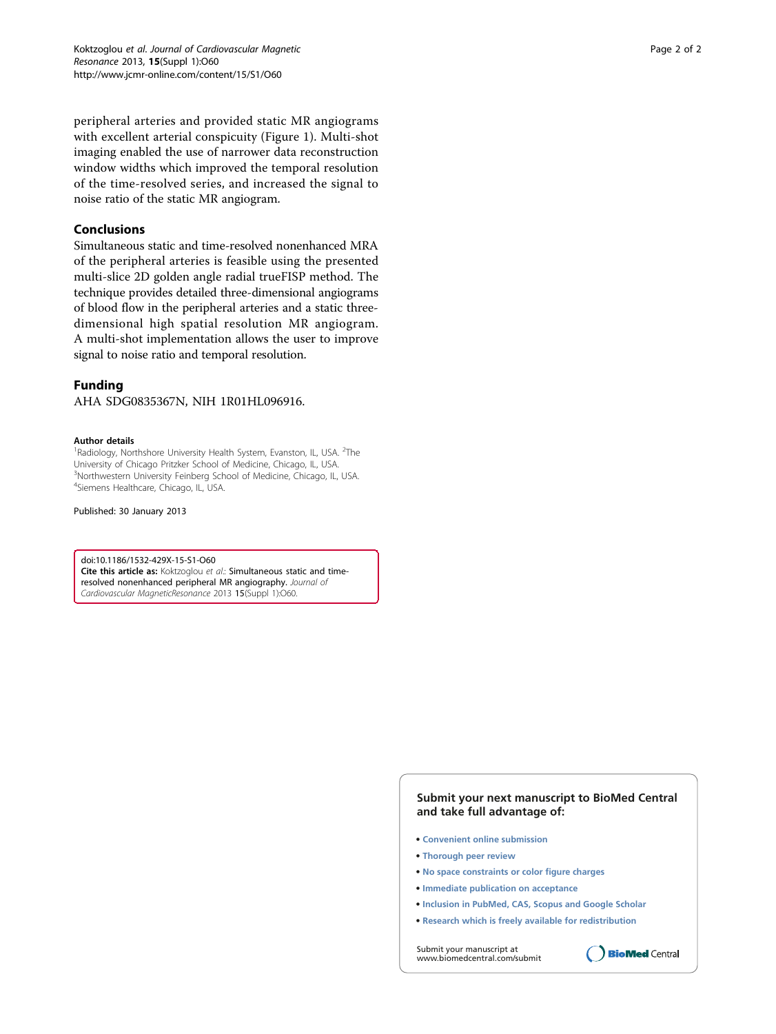peripheral arteries and provided static MR angiograms with excellent arterial conspicuity (Figure 1). Multi-shot imaging enabled the use of narrower data reconstruction window widths which improved the temporal resolution of the time-resolved series, and increased the signal to noise ratio of the static MR angiogram.

## Conclusions

Simultaneous static and time-resolved nonenhanced MRA of the peripheral arteries is feasible using the presented multi-slice 2D golden angle radial trueFISP method. The technique provides detailed three-dimensional angiograms of blood flow in the peripheral arteries and a static three-dimensional high spatial resolution MR angiogram. A multi-shot implementation allows the user to improve signal to noise ratio and temporal resolution.

## Funding

AHA SDG0835367N, NIH 1R01HL096916.

#### Author details

[1]Radiology, Northshore University Health System, Evanston, IL, USA. [2]The University of Chicago Pritzker School of Medicine, Chicago, IL, USA. [3]Northwestern University Feinberg School of Medicine, Chicago, IL, USA. [4]Siemens Healthcare, Chicago, IL, USA.

Published: 30 January 2013

doi:10.1186/1532-429X-15-S1-O60

**Cite this article as:** Koktzoglou *et al.*: Simultaneous static and time-resolved nonenhanced peripheral MR angiography. *Journal of Cardiovascular MagneticResonance* 2013 **15**(Suppl 1):O60.

**Submit your next manuscript to BioMed Central and take full advantage of:**

- Convenient online submission
- Thorough peer review
- No space constraints or color figure charges
- Immediate publication on acceptance
- Inclusion in PubMed, CAS, Scopus and Google Scholar
- Research which is freely available for redistribution

Submit your manuscript at www.biomedcentral.com/submit

BioMed Central